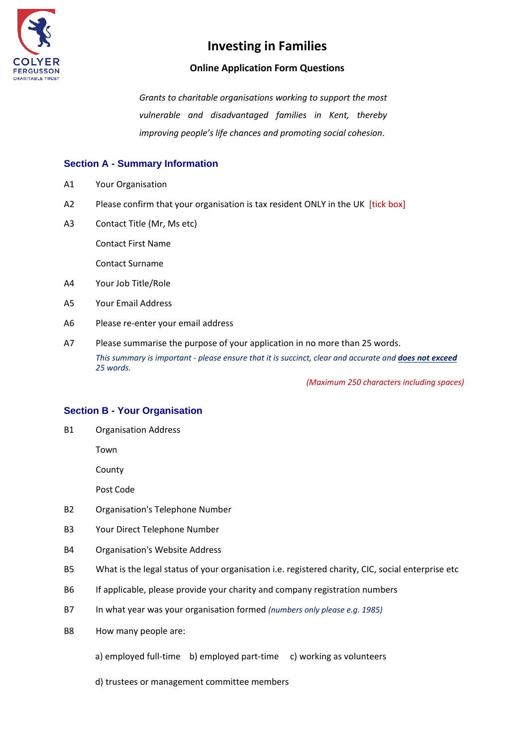# Investing in Families

## Online Application Form Questions

*Grants to charitable organisations working to support the most vulnerable and disadvantaged families in Kent, thereby improving people's life chances and promoting social cohesion.*

### Section A - Summary Information

A1 Your Organisation

A2 Please confirm that your organisation is tax resident ONLY in the UK [tick box]

A3 Contact Title (Mr, Ms etc)

Contact First Name

Contact Surname

A4 Your Job Title/Role

A5 Your Email Address

A6 Please re-enter your email address

A7 Please summarise the purpose of your application in no more than 25 words.

*This summary is important - please ensure that it is succinct, clear and accurate and* ***does not exceed*** *25 words.*

*(Maximum 250 characters including spaces)*

### Section B - Your Organisation

B1 Organisation Address

Town

County

Post Code

B2 Organisation's Telephone Number

B3 Your Direct Telephone Number

B4 Organisation's Website Address

B5 What is the legal status of your organisation i.e. registered charity, CIC, social enterprise etc

B6 If applicable, please provide your charity and company registration numbers

B7 In what year was your organisation formed *(numbers only please e.g. 1985)*

B8 How many people are:

a) employed full-time b) employed part-time c) working as volunteers

d) trustees or management committee members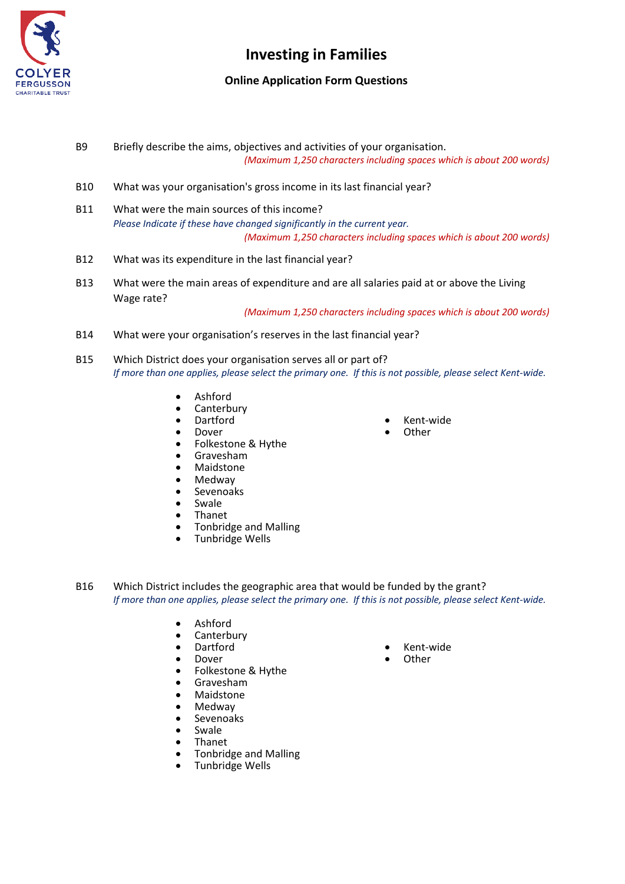# Investing in Families

## Online Application Form Questions

B9 Briefly describe the aims, objectives and activities of your organisation.
*(Maximum 1,250 characters including spaces which is about 200 words)*

B10 What was your organisation's gross income in its last financial year?

B11 What were the main sources of this income?
*Please Indicate if these have changed significantly in the current year.*
*(Maximum 1,250 characters including spaces which is about 200 words)*

B12 What was its expenditure in the last financial year?

B13 What were the main areas of expenditure and are all salaries paid at or above the Living Wage rate?
*(Maximum 1,250 characters including spaces which is about 200 words)*

B14 What were your organisation's reserves in the last financial year?

B15 Which District does your organisation serves all or part of?
*If more than one applies, please select the primary one. If this is not possible, please select Kent-wide.*

- Ashford
- Canterbury
- Dartford
- Dover
- Folkestone & Hythe
- Gravesham
- Maidstone
- Medway
- Sevenoaks
- Swale
- Thanet
- Tonbridge and Malling
- Tunbridge Wells
- Kent-wide
- Other

B16 Which District includes the geographic area that would be funded by the grant?
*If more than one applies, please select the primary one. If this is not possible, please select Kent-wide.*

- Ashford
- Canterbury
- Dartford
- Dover
- Folkestone & Hythe
- Gravesham
- Maidstone
- Medway
- Sevenoaks
- Swale
- Thanet
- Tonbridge and Malling
- Tunbridge Wells
- Kent-wide
- Other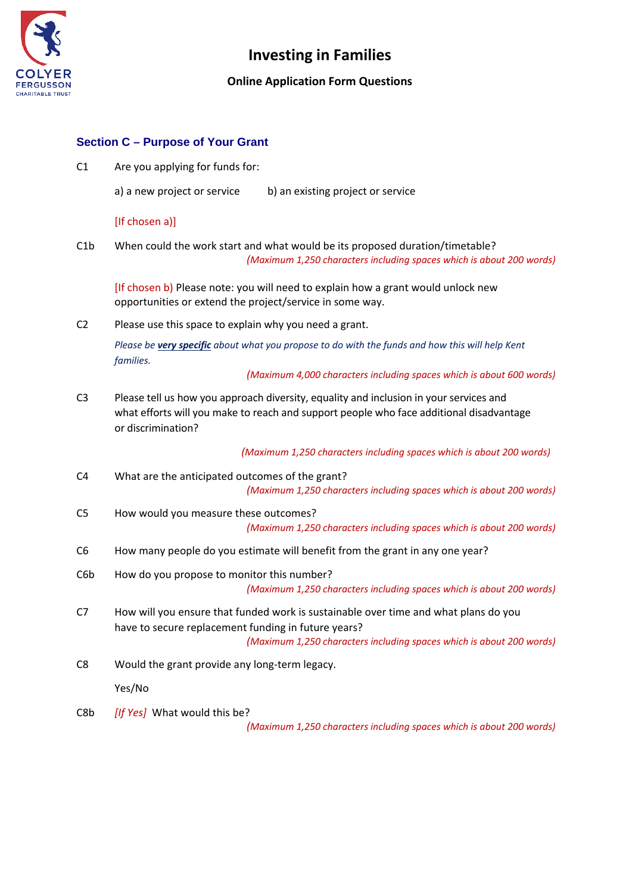# Investing in Families

**Online Application Form Questions**

## Section C – Purpose of Your Grant

C1 Are you applying for funds for:

a) a new project or service    b) an existing project or service

[If chosen a)]

C1b When could the work start and what would be its proposed duration/timetable?
*(Maximum 1,250 characters including spaces which is about 200 words)*

[If chosen b) Please note: you will need to explain how a grant would unlock new opportunities or extend the project/service in some way.

C2 Please use this space to explain why you need a grant.

*Please be* ***very specific*** *about what you propose to do with the funds and how this will help Kent families.*

*(Maximum 4,000 characters including spaces which is about 600 words)*

C3 Please tell us how you approach diversity, equality and inclusion in your services and what efforts will you make to reach and support people who face additional disadvantage or discrimination?

*(Maximum 1,250 characters including spaces which is about 200 words)*

C4 What are the anticipated outcomes of the grant?
*(Maximum 1,250 characters including spaces which is about 200 words)*

C5 How would you measure these outcomes?
*(Maximum 1,250 characters including spaces which is about 200 words)*

C6 How many people do you estimate will benefit from the grant in any one year?

C6b How do you propose to monitor this number?
*(Maximum 1,250 characters including spaces which is about 200 words)*

C7 How will you ensure that funded work is sustainable over time and what plans do you have to secure replacement funding in future years?
*(Maximum 1,250 characters including spaces which is about 200 words)*

C8 Would the grant provide any long-term legacy.

Yes/No

C8b *[If Yes]* What would this be?
*(Maximum 1,250 characters including spaces which is about 200 words)*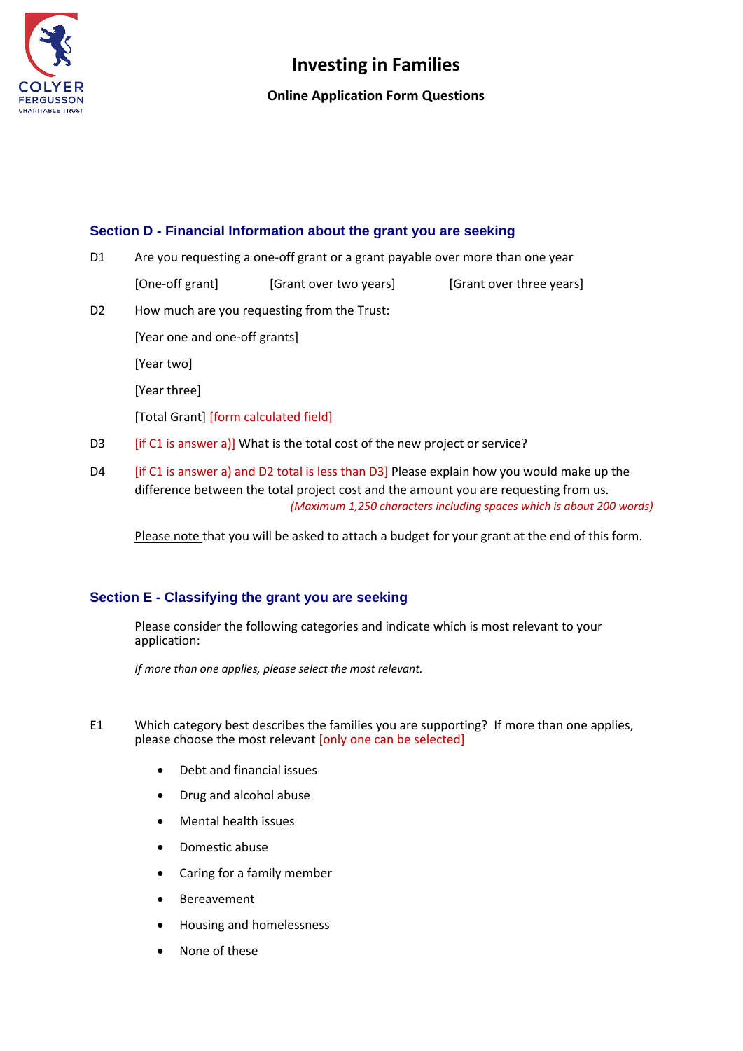# Investing in Families

**Online Application Form Questions**

## Section D - Financial Information about the grant you are seeking

D1 Are you requesting a one-off grant or a grant payable over more than one year

[One-off grant] [Grant over two years] [Grant over three years]

D2 How much are you requesting from the Trust:

[Year one and one-off grants]

[Year two]

[Year three]

[Total Grant] [form calculated field]

D3 [if C1 is answer a)] What is the total cost of the new project or service?

D4 [if C1 is answer a) and D2 total is less than D3] Please explain how you would make up the difference between the total project cost and the amount you are requesting from us.

*(Maximum 1,250 characters including spaces which is about 200 words)*

Please note that you will be asked to attach a budget for your grant at the end of this form.

## Section E - Classifying the grant you are seeking

Please consider the following categories and indicate which is most relevant to your application:

*If more than one applies, please select the most relevant.*

E1 Which category best describes the families you are supporting? If more than one applies, please choose the most relevant [only one can be selected]

- Debt and financial issues
- Drug and alcohol abuse
- Mental health issues
- Domestic abuse
- Caring for a family member
- Bereavement
- Housing and homelessness
- None of these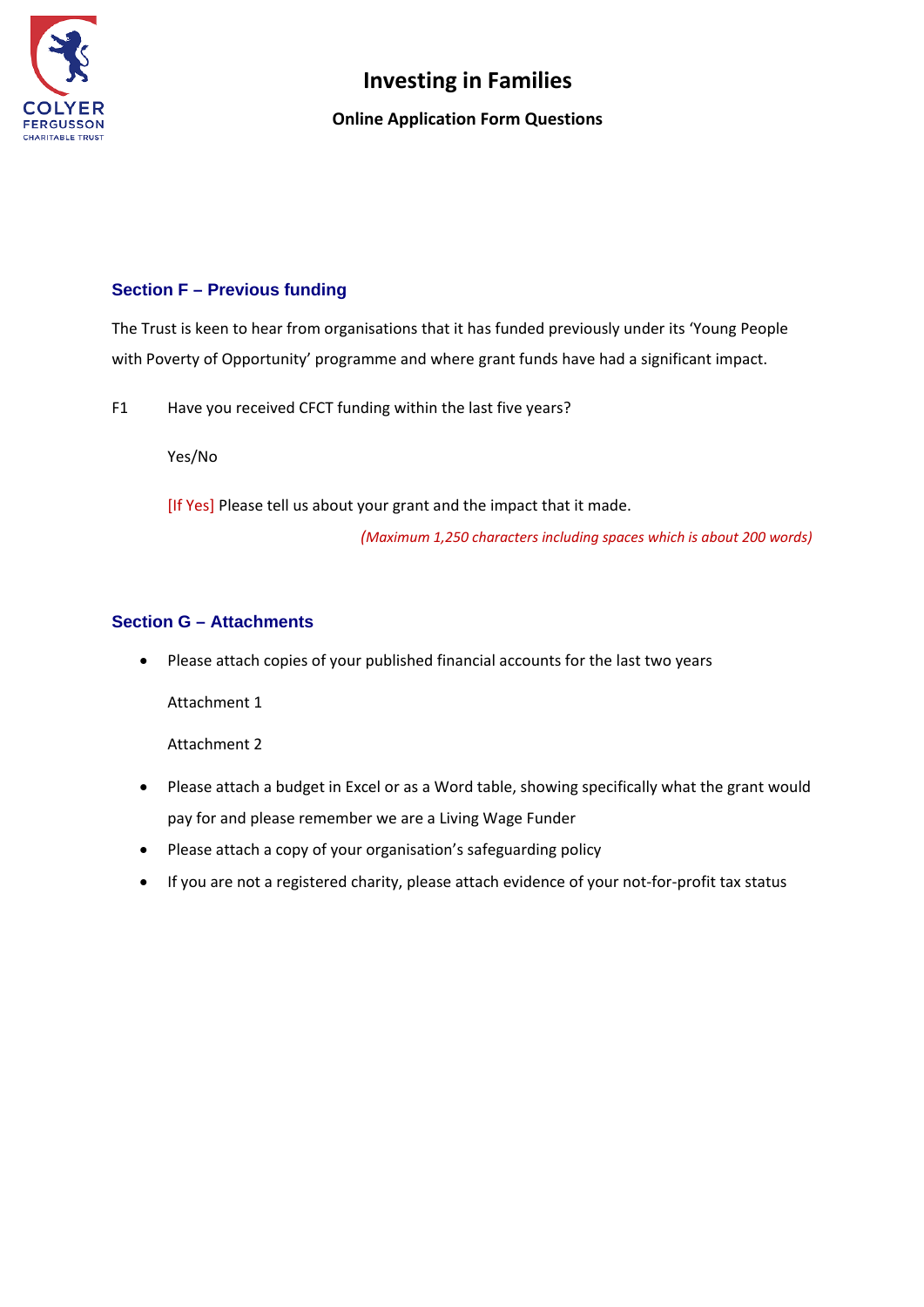# Investing in Families

**Online Application Form Questions**

## Section F – Previous funding

The Trust is keen to hear from organisations that it has funded previously under its 'Young People with Poverty of Opportunity' programme and where grant funds have had a significant impact.

F1 Have you received CFCT funding within the last five years?

Yes/No

[If Yes] Please tell us about your grant and the impact that it made.

*(Maximum 1,250 characters including spaces which is about 200 words)*

## Section G – Attachments

- Please attach copies of your published financial accounts for the last two years

  Attachment 1

  Attachment 2

- Please attach a budget in Excel or as a Word table, showing specifically what the grant would pay for and please remember we are a Living Wage Funder
- Please attach a copy of your organisation's safeguarding policy
- If you are not a registered charity, please attach evidence of your not-for-profit tax status